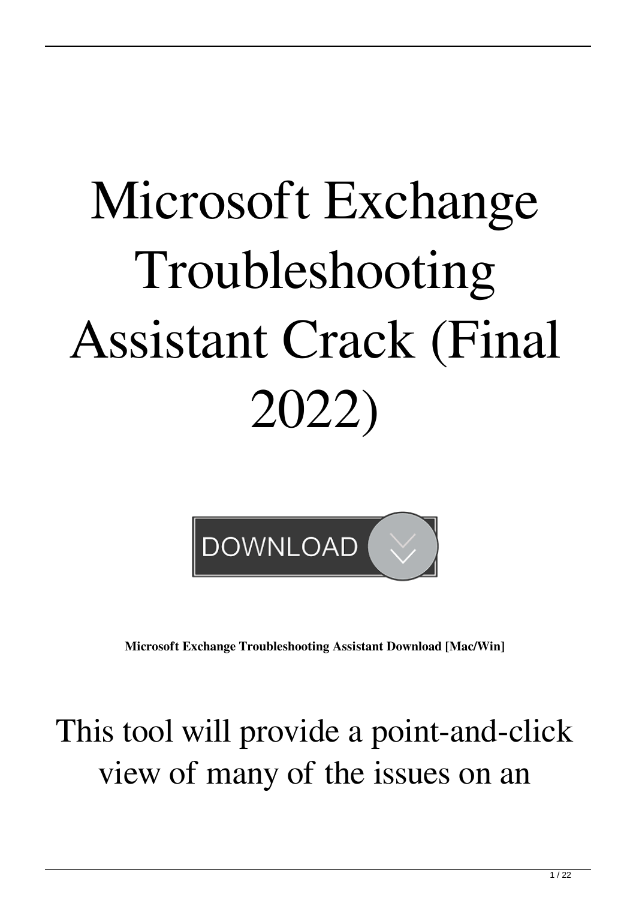# Microsoft Exchange Troubleshooting Assistant Crack (Final 2022)

DOWNLOAD

**Microsoft Exchange Troubleshooting Assistant Download [Mac/Win]**

This tool will provide a point-and-click view of many of the issues on an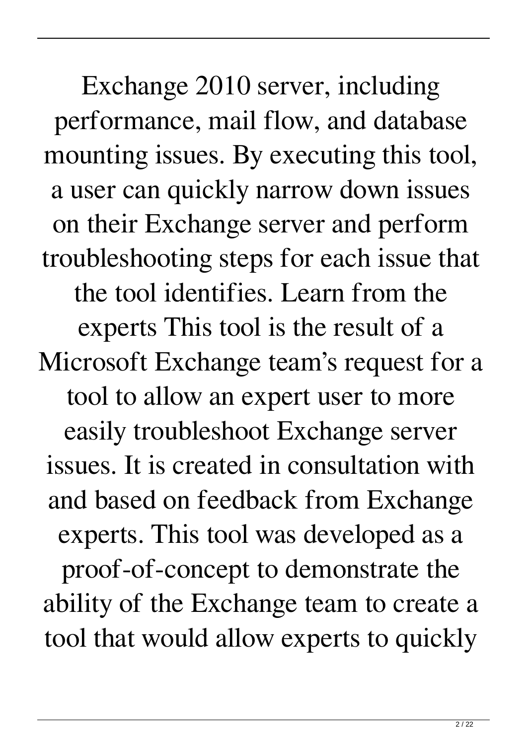Exchange 2010 server, including performance, mail flow, and database mounting issues. By executing this tool, a user can quickly narrow down issues on their Exchange server and perform troubleshooting steps for each issue that the tool identifies. Learn from the experts This tool is the result of a Microsoft Exchange team's request for a tool to allow an expert user to more easily troubleshoot Exchange server issues. It is created in consultation with and based on feedback from Exchange experts. This tool was developed as a proof-of-concept to demonstrate the ability of the Exchange team to create a tool that would allow experts to quickly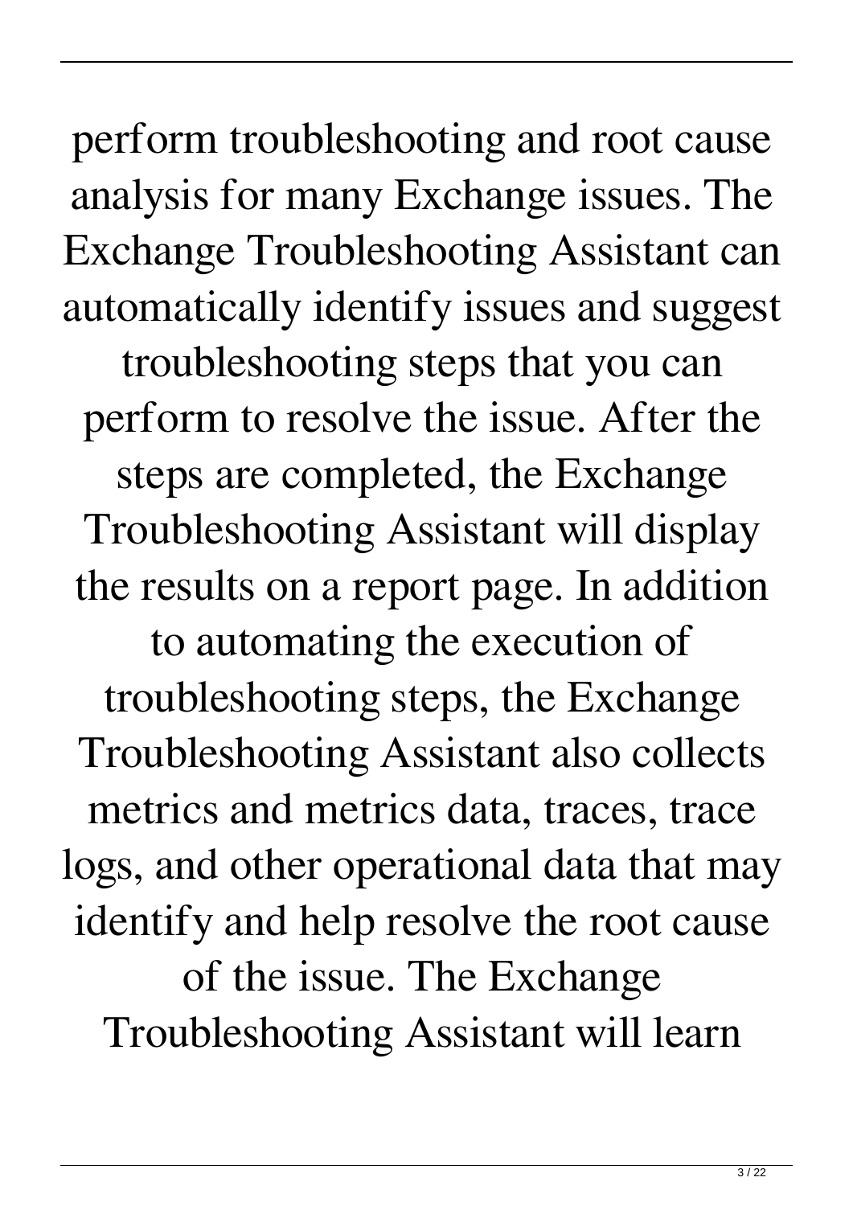perform troubleshooting and root cause analysis for many Exchange issues. The Exchange Troubleshooting Assistant can automatically identify issues and suggest troubleshooting steps that you can perform to resolve the issue. After the steps are completed, the Exchange Troubleshooting Assistant will display the results on a report page. In addition to automating the execution of troubleshooting steps, the Exchange Troubleshooting Assistant also collects metrics and metrics data, traces, trace logs, and other operational data that may identify and help resolve the root cause of the issue. The Exchange Troubleshooting Assistant will learn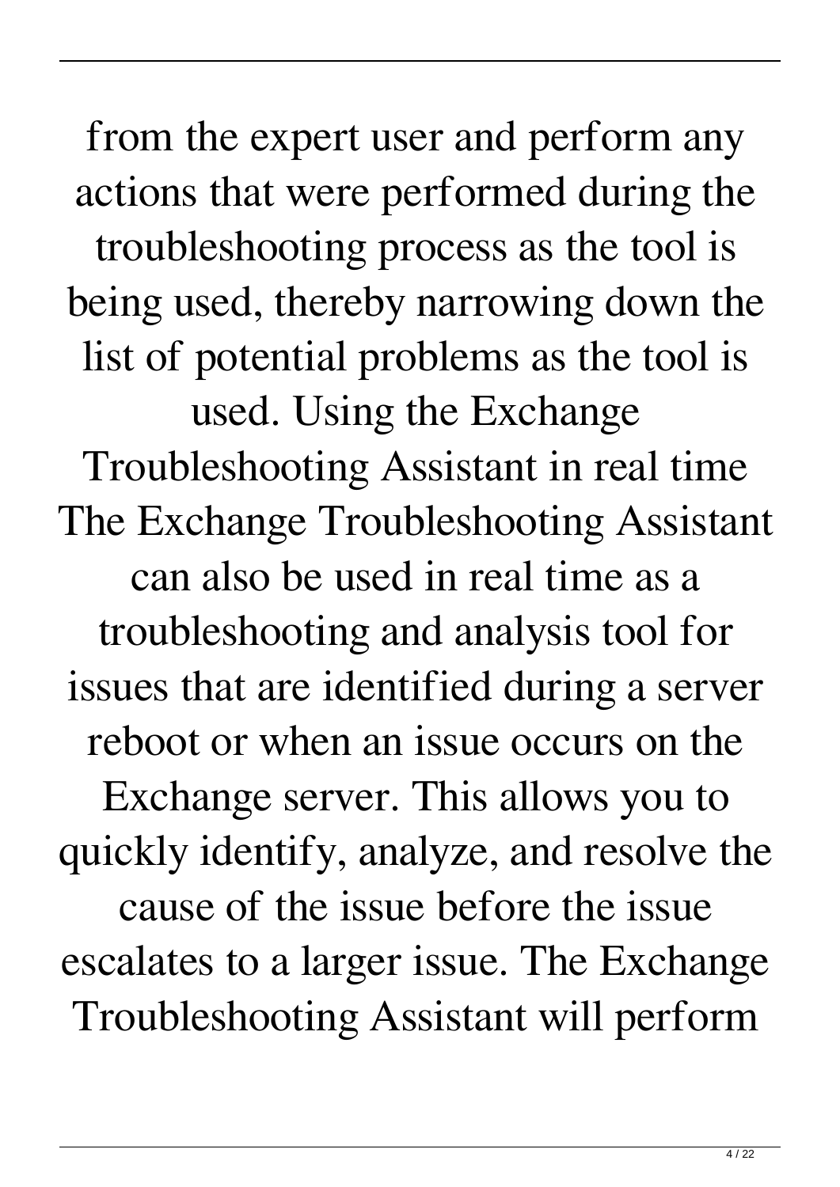from the expert user and perform any actions that were performed during the troubleshooting process as the tool is being used, thereby narrowing down the list of potential problems as the tool is used. Using the Exchange Troubleshooting Assistant in real time The Exchange Troubleshooting Assistant can also be used in real time as a troubleshooting and analysis tool for issues that are identified during a server reboot or when an issue occurs on the Exchange server. This allows you to quickly identify, analyze, and resolve the cause of the issue before the issue escalates to a larger issue. The Exchange Troubleshooting Assistant will perform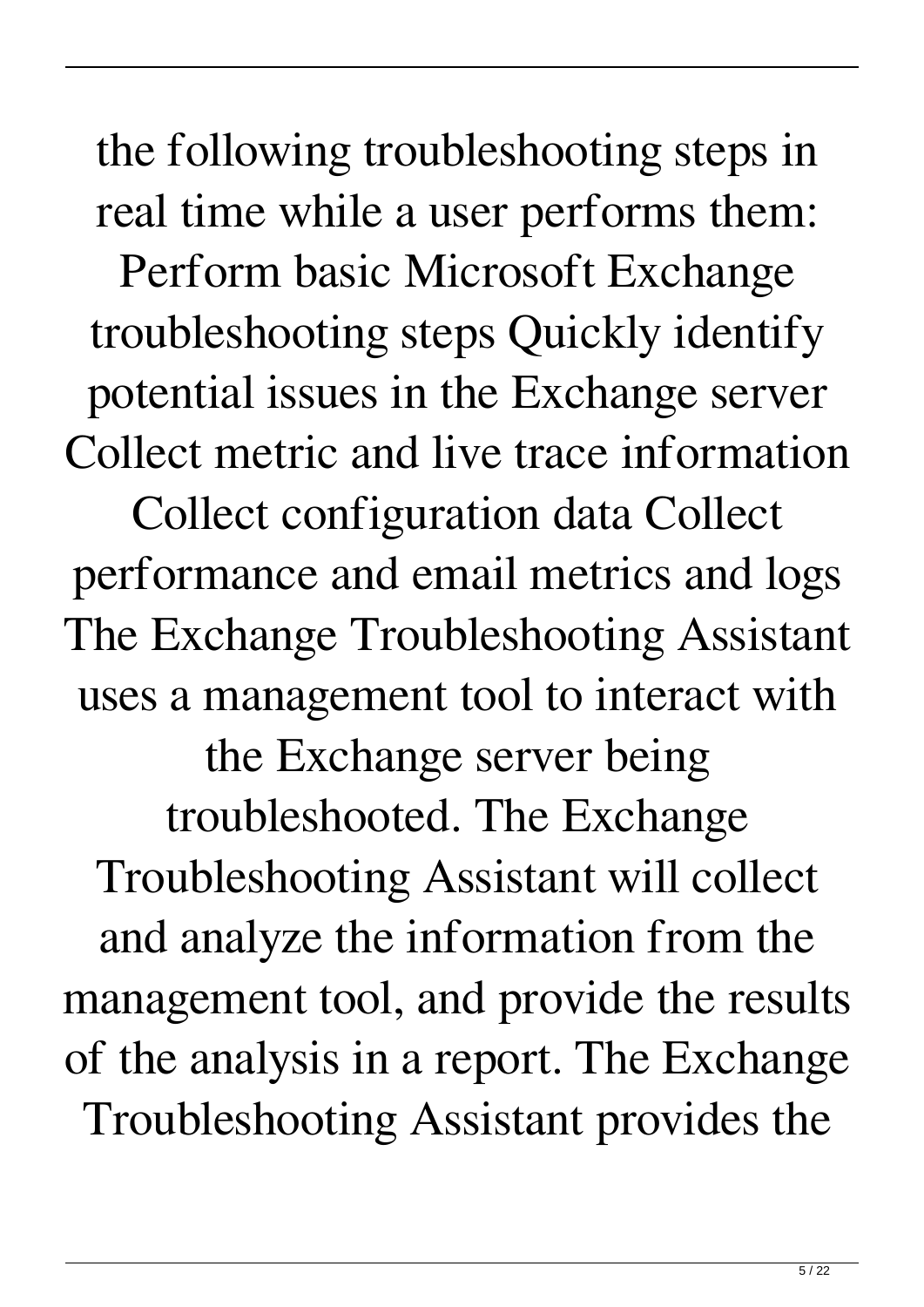the following troubleshooting steps in real time while a user performs them: Perform basic Microsoft Exchange troubleshooting steps Quickly identify potential issues in the Exchange server Collect metric and live trace information Collect configuration data Collect performance and email metrics and logs The Exchange Troubleshooting Assistant uses a management tool to interact with the Exchange server being troubleshooted. The Exchange Troubleshooting Assistant will collect and analyze the information from the management tool, and provide the results of the analysis in a report. The Exchange Troubleshooting Assistant provides the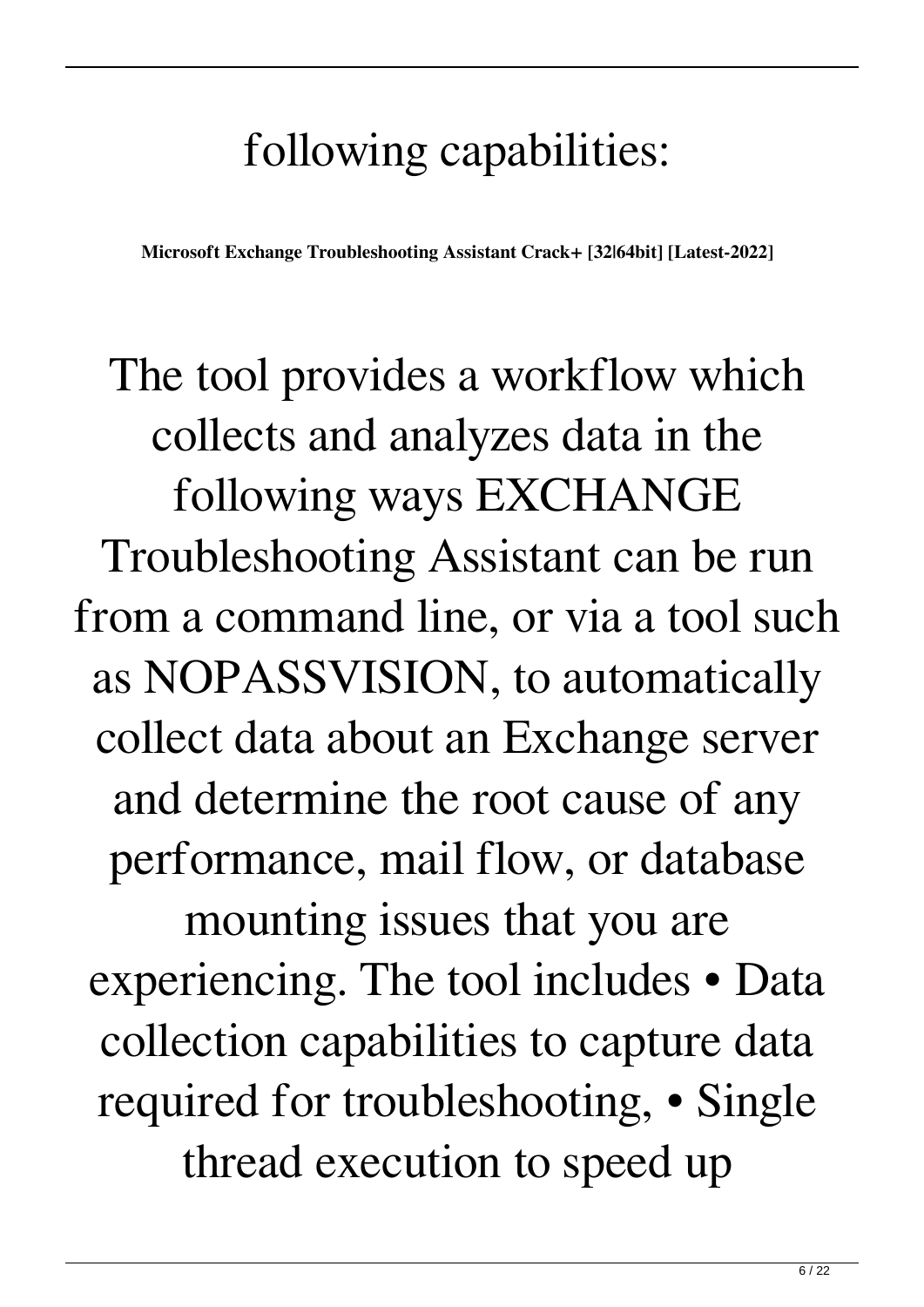following capabilities:

**Microsoft Exchange Troubleshooting Assistant Crack+ [32|64bit] [Latest-2022]**

The tool provides a workflow which collects and analyzes data in the following ways EXCHANGE Troubleshooting Assistant can be run from a command line, or via a tool such as NOPASSVISION, to automatically collect data about an Exchange server and determine the root cause of any performance, mail flow, or database mounting issues that you are experiencing. The tool includes • Data collection capabilities to capture data required for troubleshooting, • Single thread execution to speed up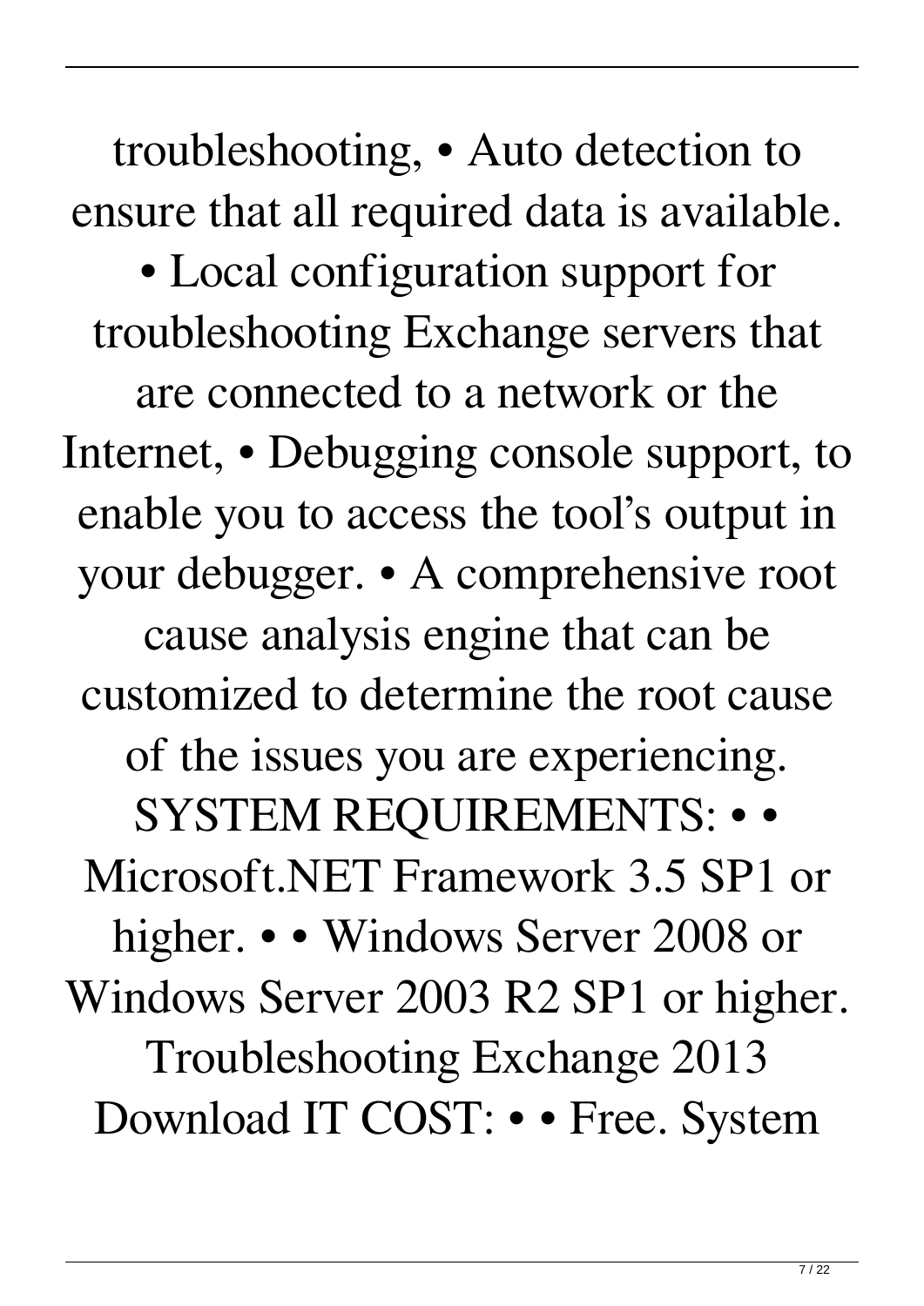troubleshooting, • Auto detection to ensure that all required data is available. • Local configuration support for troubleshooting Exchange servers that are connected to a network or the Internet, • Debugging console support, to enable you to access the tool's output in your debugger. • A comprehensive root cause analysis engine that can be customized to determine the root cause of the issues you are experiencing. SYSTEM REQUIREMENTS: • • Microsoft.NET Framework 3.5 SP1 or higher. • • Windows Server 2008 or Windows Server 2003 R2 SP1 or higher. Troubleshooting Exchange 2013 Download IT COST: • • Free. System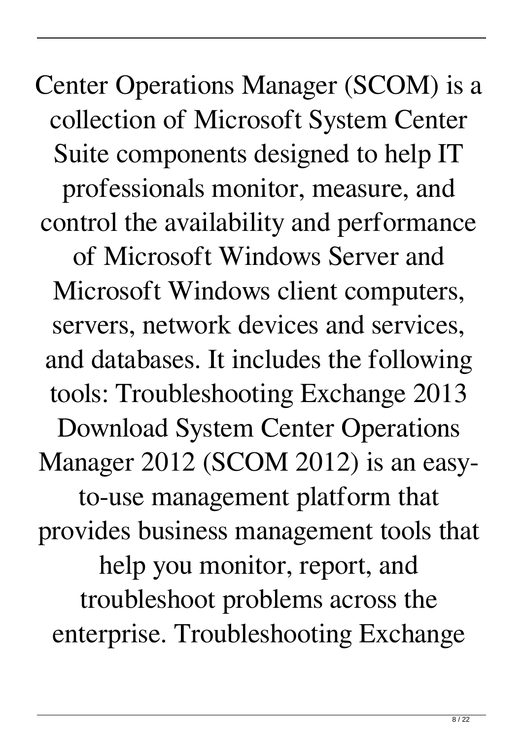Center Operations Manager (SCOM) is a collection of Microsoft System Center Suite components designed to help IT professionals monitor, measure, and control the availability and performance of Microsoft Windows Server and Microsoft Windows client computers, servers, network devices and services, and databases. It includes the following tools: Troubleshooting Exchange 2013 Download System Center Operations Manager 2012 (SCOM 2012) is an easy-to-use management platform that provides business management tools that help you monitor, report, and troubleshoot problems across the enterprise. Troubleshooting Exchange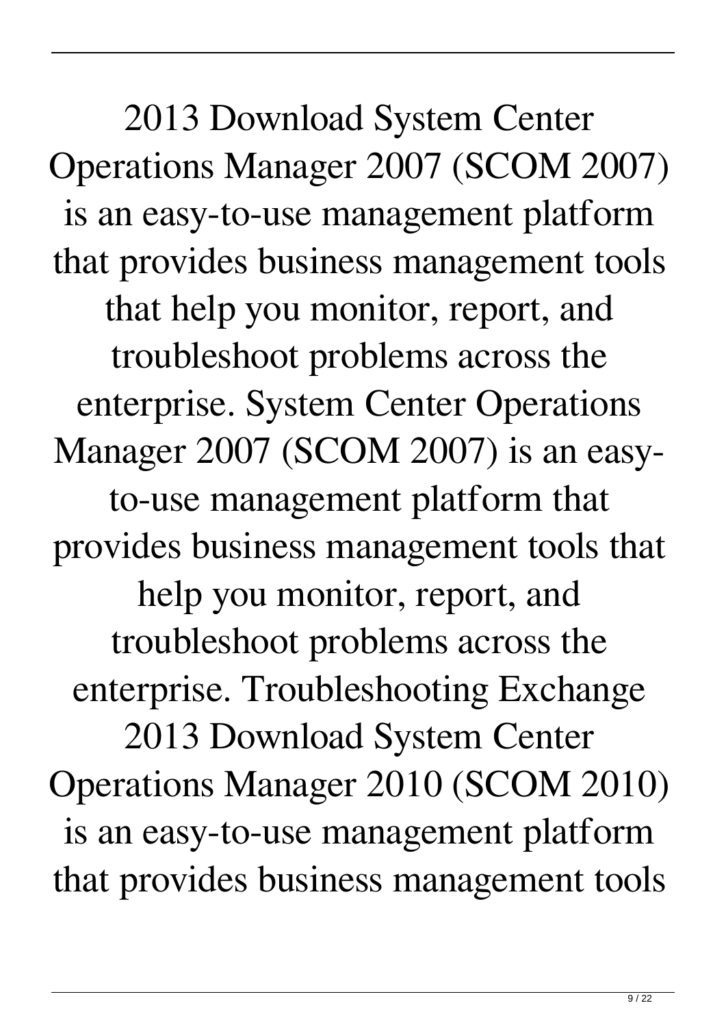2013 Download System Center Operations Manager 2007 (SCOM 2007) is an easy-to-use management platform that provides business management tools that help you monitor, report, and troubleshoot problems across the enterprise. System Center Operations Manager 2007 (SCOM 2007) is an easy-to-use management platform that provides business management tools that help you monitor, report, and troubleshoot problems across the enterprise. Troubleshooting Exchange 2013 Download System Center Operations Manager 2010 (SCOM 2010) is an easy-to-use management platform that provides business management tools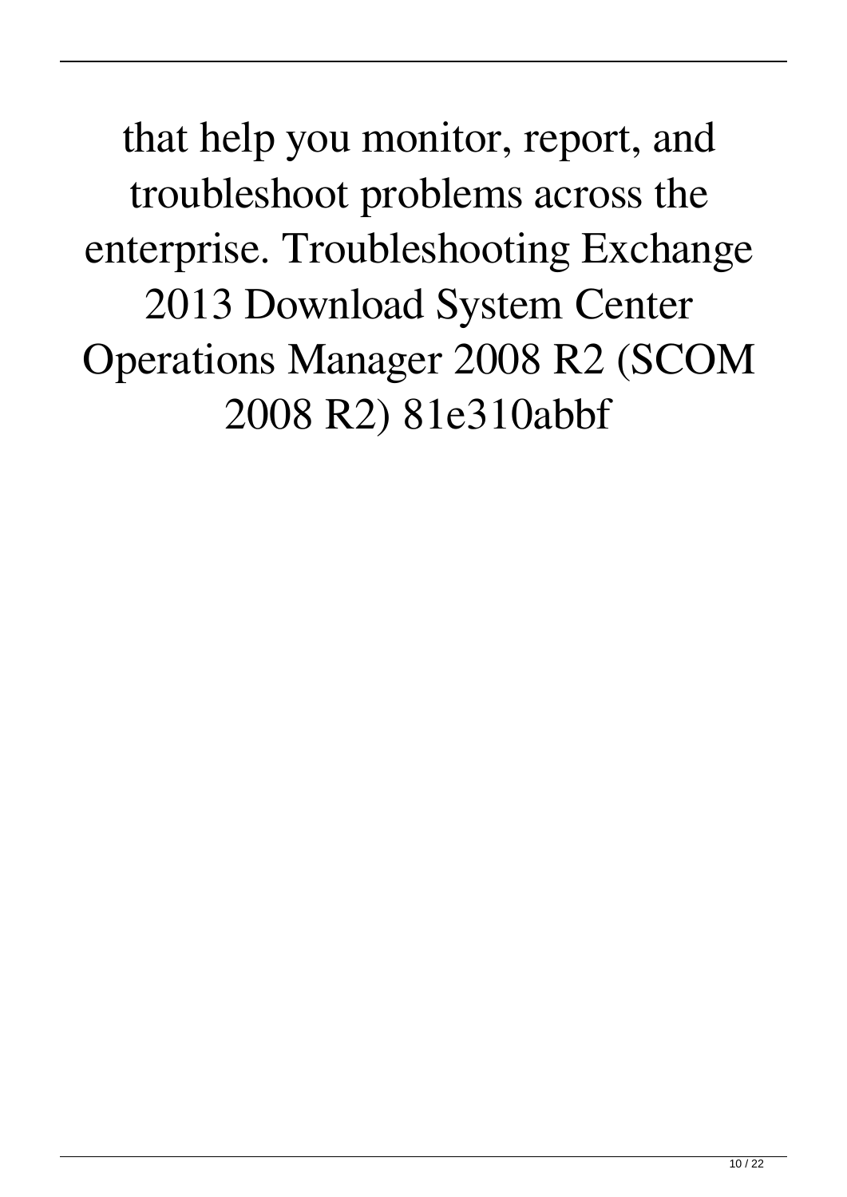that help you monitor, report, and troubleshoot problems across the enterprise. Troubleshooting Exchange 2013 Download System Center Operations Manager 2008 R2 (SCOM 2008 R2) 81e310abbf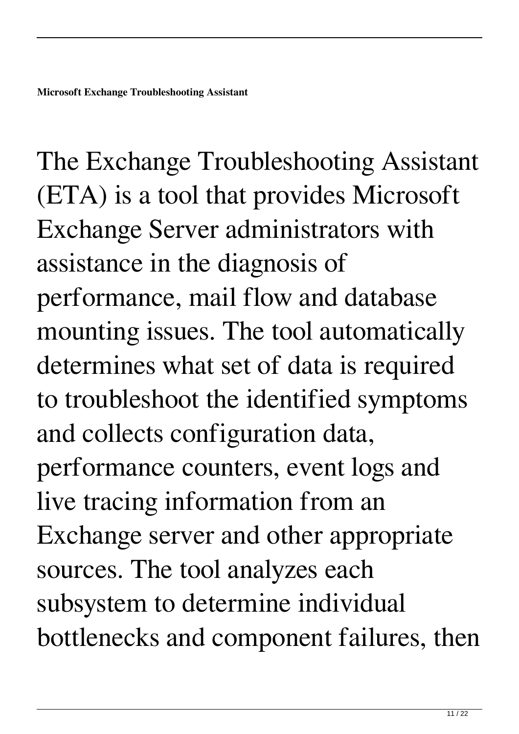**Microsoft Exchange Troubleshooting Assistant**

The Exchange Troubleshooting Assistant (ETA) is a tool that provides Microsoft Exchange Server administrators with assistance in the diagnosis of performance, mail flow and database mounting issues. The tool automatically determines what set of data is required to troubleshoot the identified symptoms and collects configuration data, performance counters, event logs and live tracing information from an Exchange server and other appropriate sources. The tool analyzes each subsystem to determine individual bottlenecks and component failures, then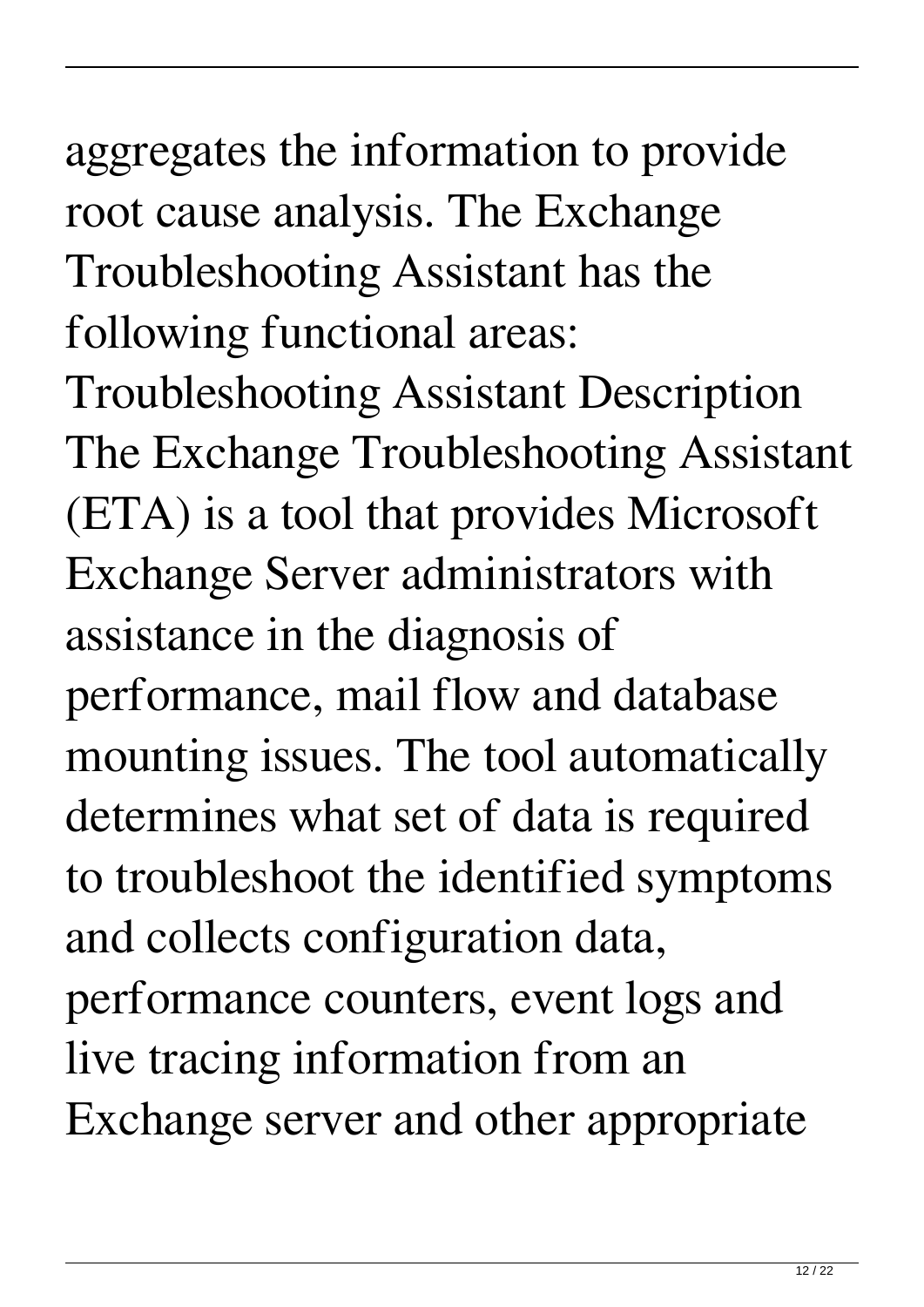aggregates the information to provide root cause analysis. The Exchange Troubleshooting Assistant has the following functional areas: Troubleshooting Assistant Description The Exchange Troubleshooting Assistant (ETA) is a tool that provides Microsoft Exchange Server administrators with assistance in the diagnosis of performance, mail flow and database mounting issues. The tool automatically determines what set of data is required to troubleshoot the identified symptoms and collects configuration data, performance counters, event logs and live tracing information from an Exchange server and other appropriate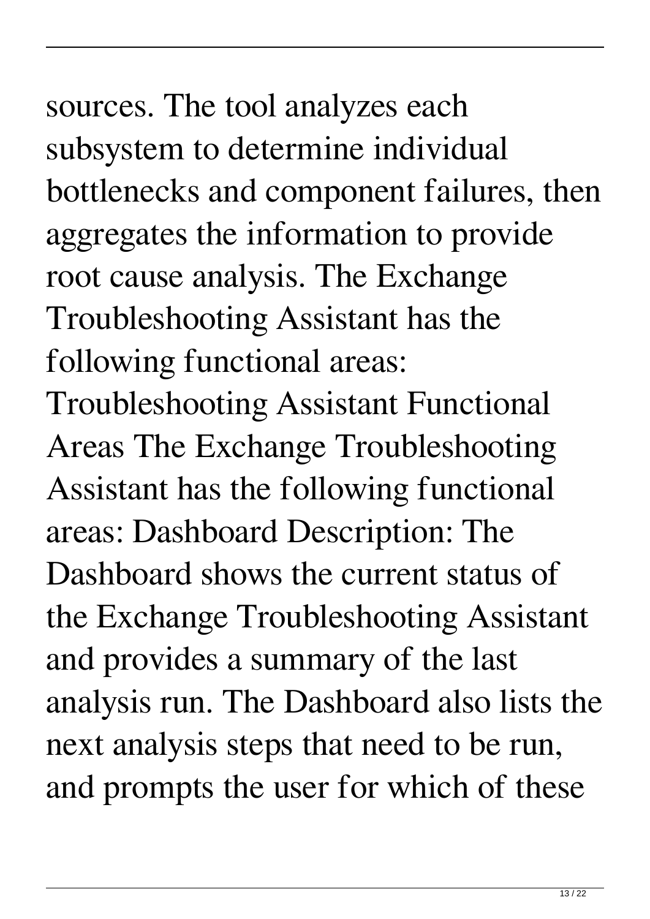sources. The tool analyzes each subsystem to determine individual bottlenecks and component failures, then aggregates the information to provide root cause analysis. The Exchange Troubleshooting Assistant has the following functional areas: Troubleshooting Assistant Functional Areas The Exchange Troubleshooting Assistant has the following functional areas: Dashboard Description: The Dashboard shows the current status of the Exchange Troubleshooting Assistant and provides a summary of the last analysis run. The Dashboard also lists the next analysis steps that need to be run, and prompts the user for which of these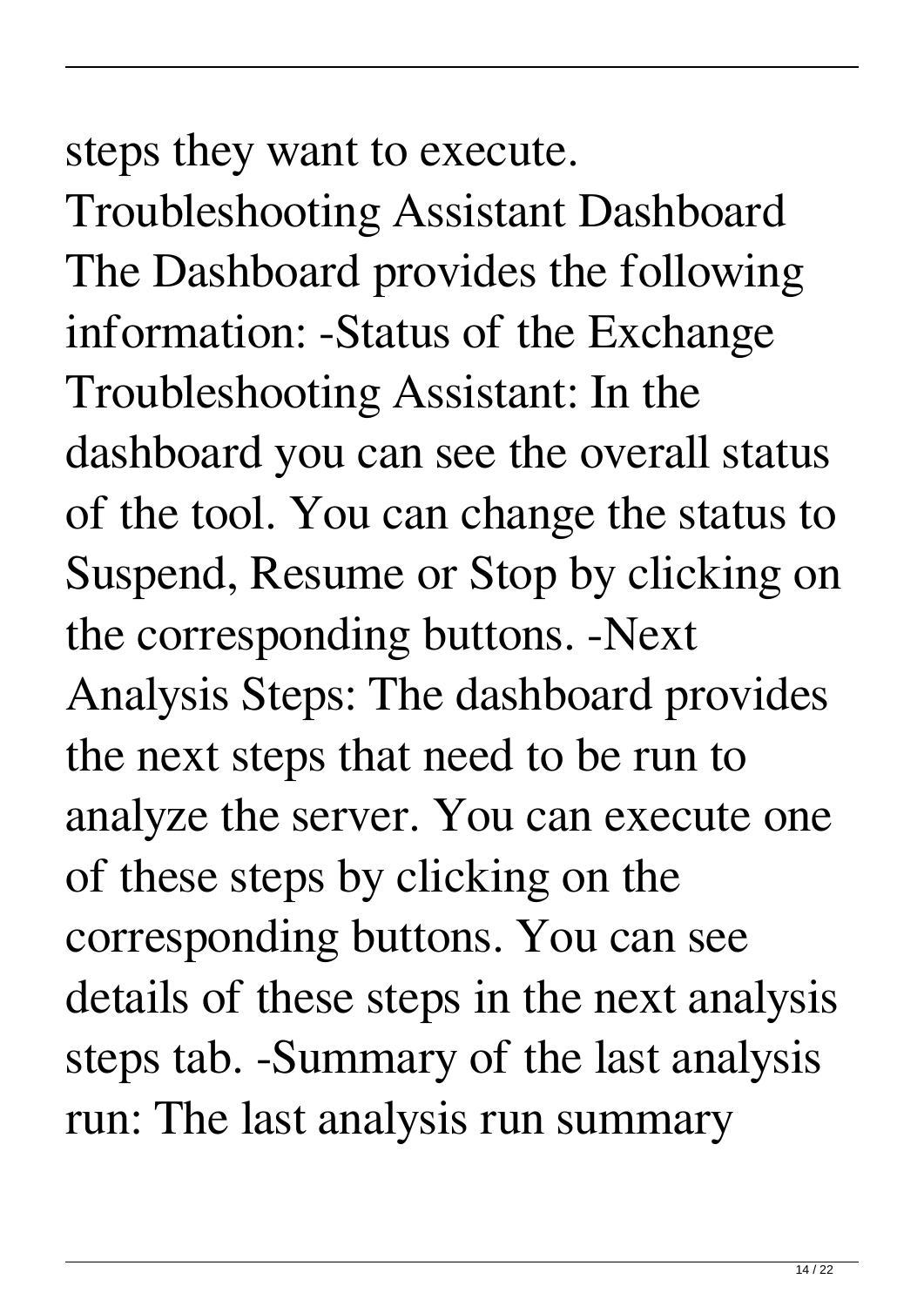steps they want to execute.

Troubleshooting Assistant Dashboard The Dashboard provides the following information: -Status of the Exchange Troubleshooting Assistant: In the dashboard you can see the overall status of the tool. You can change the status to Suspend, Resume or Stop by clicking on the corresponding buttons. -Next Analysis Steps: The dashboard provides the next steps that need to be run to analyze the server. You can execute one of these steps by clicking on the corresponding buttons. You can see details of these steps in the next analysis steps tab. -Summary of the last analysis run: The last analysis run summary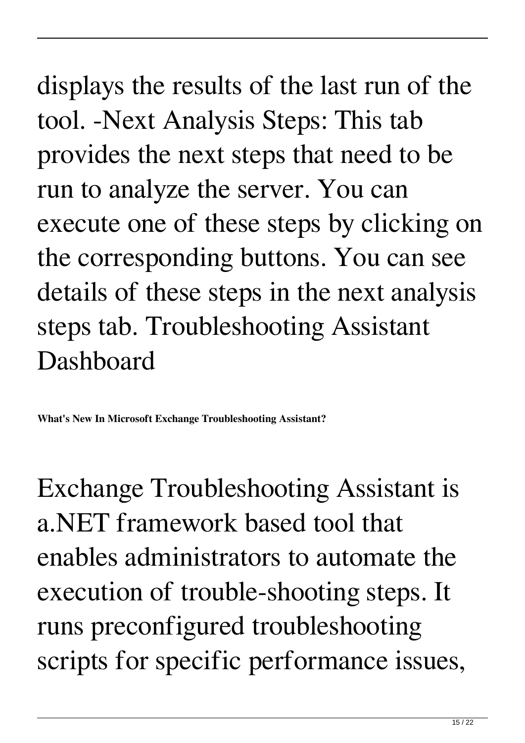displays the results of the last run of the tool. -Next Analysis Steps: This tab provides the next steps that need to be run to analyze the server. You can execute one of these steps by clicking on the corresponding buttons. You can see details of these steps in the next analysis steps tab. Troubleshooting Assistant Dashboard

**What's New In Microsoft Exchange Troubleshooting Assistant?**

Exchange Troubleshooting Assistant is a.NET framework based tool that enables administrators to automate the execution of trouble-shooting steps. It runs preconfigured troubleshooting scripts for specific performance issues,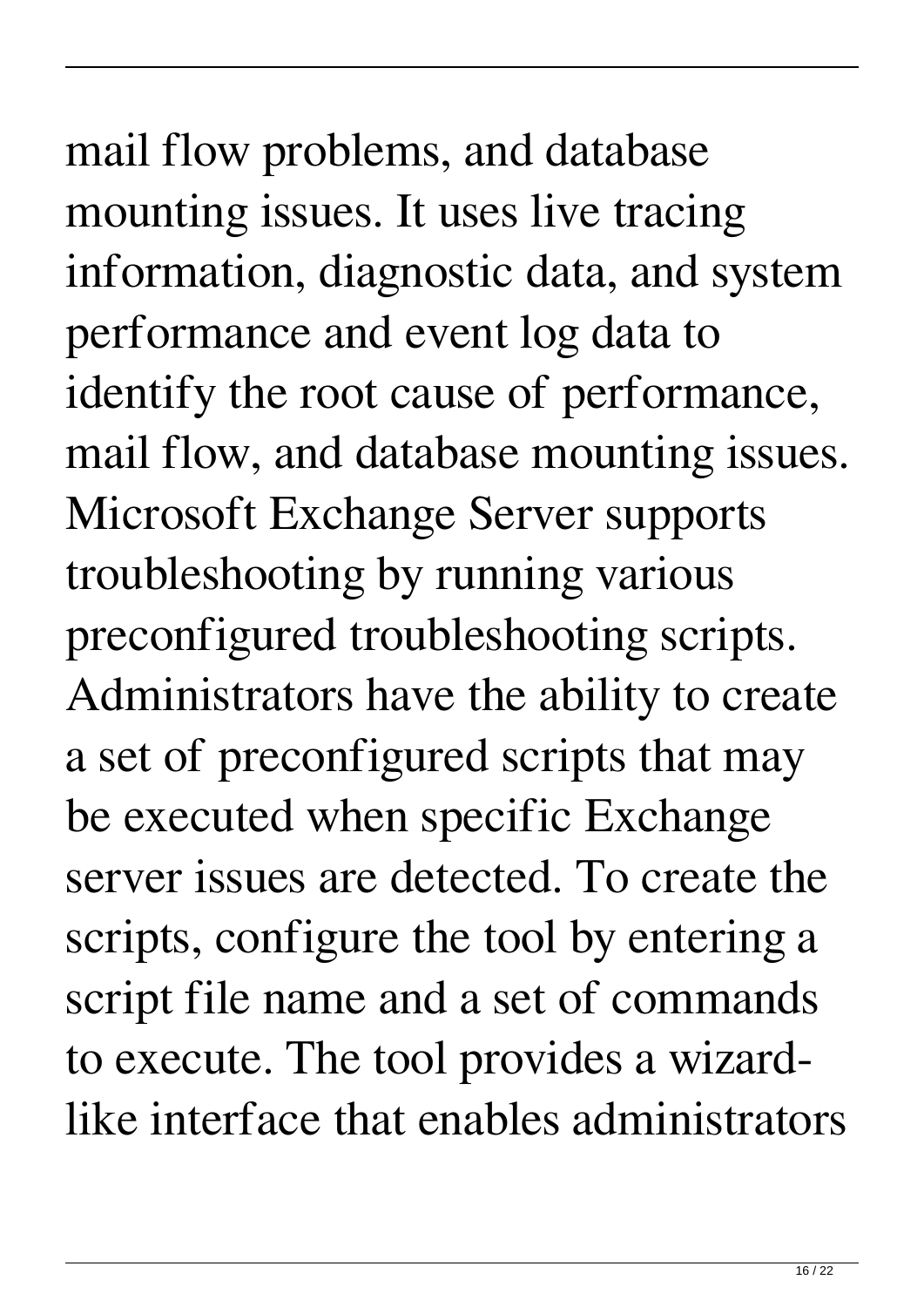mail flow problems, and database mounting issues. It uses live tracing information, diagnostic data, and system performance and event log data to identify the root cause of performance, mail flow, and database mounting issues. Microsoft Exchange Server supports troubleshooting by running various preconfigured troubleshooting scripts. Administrators have the ability to create a set of preconfigured scripts that may be executed when specific Exchange server issues are detected. To create the scripts, configure the tool by entering a script file name and a set of commands to execute. The tool provides a wizard-like interface that enables administrators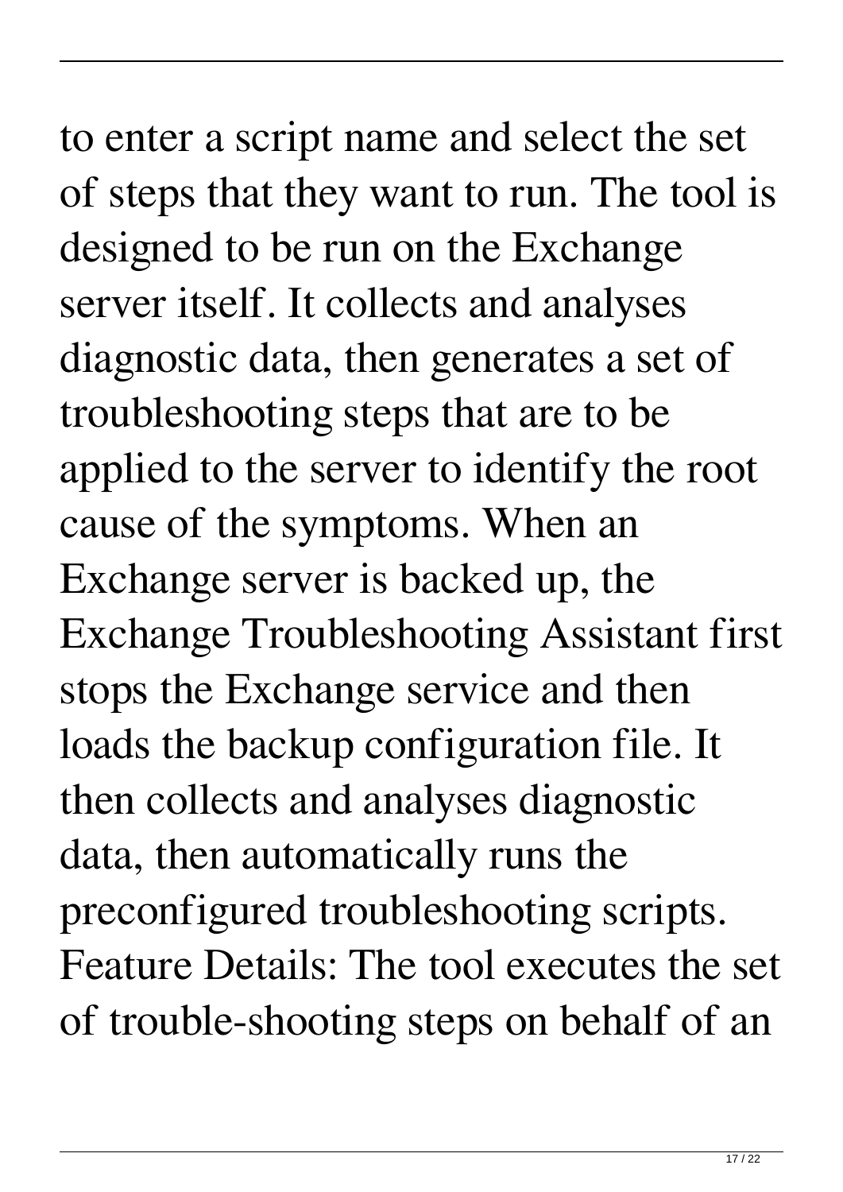to enter a script name and select the set of steps that they want to run. The tool is designed to be run on the Exchange server itself. It collects and analyses diagnostic data, then generates a set of troubleshooting steps that are to be applied to the server to identify the root cause of the symptoms. When an Exchange server is backed up, the Exchange Troubleshooting Assistant first stops the Exchange service and then loads the backup configuration file. It then collects and analyses diagnostic data, then automatically runs the preconfigured troubleshooting scripts. Feature Details: The tool executes the set of trouble-shooting steps on behalf of an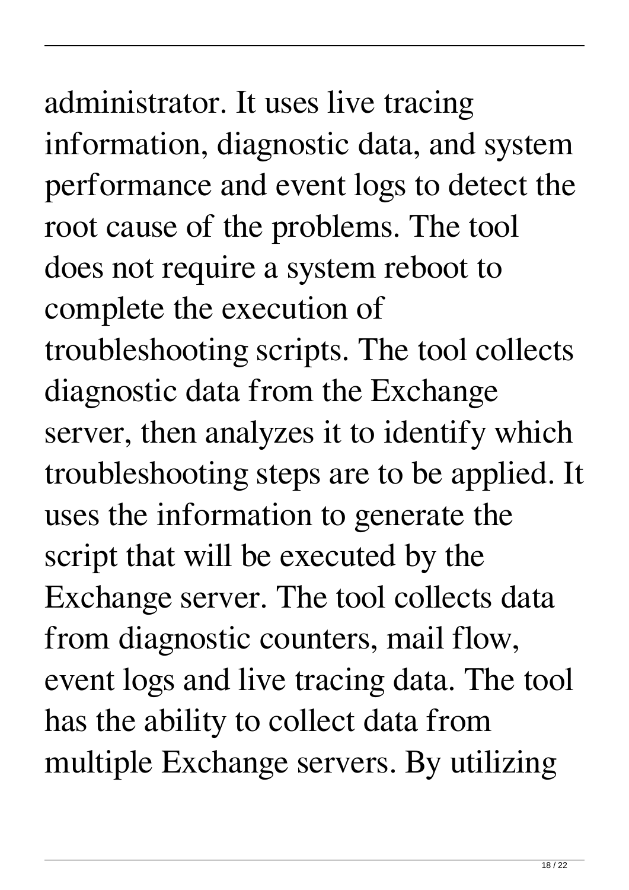administrator. It uses live tracing information, diagnostic data, and system performance and event logs to detect the root cause of the problems. The tool does not require a system reboot to complete the execution of troubleshooting scripts. The tool collects diagnostic data from the Exchange server, then analyzes it to identify which troubleshooting steps are to be applied. It uses the information to generate the script that will be executed by the Exchange server. The tool collects data from diagnostic counters, mail flow, event logs and live tracing data. The tool has the ability to collect data from multiple Exchange servers. By utilizing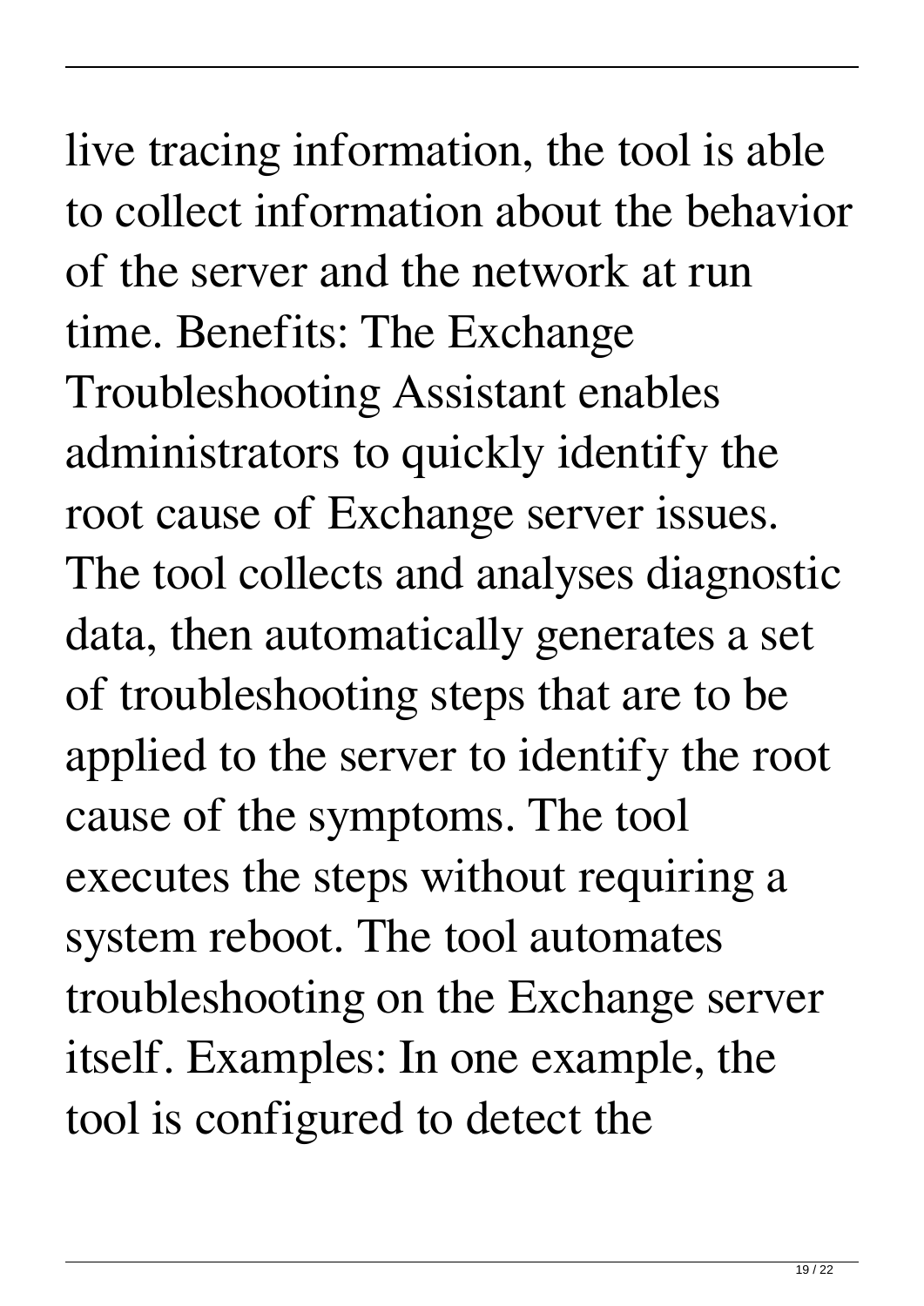live tracing information, the tool is able to collect information about the behavior of the server and the network at run time. Benefits: The Exchange Troubleshooting Assistant enables administrators to quickly identify the root cause of Exchange server issues. The tool collects and analyses diagnostic data, then automatically generates a set of troubleshooting steps that are to be applied to the server to identify the root cause of the symptoms. The tool executes the steps without requiring a system reboot. The tool automates troubleshooting on the Exchange server itself. Examples: In one example, the tool is configured to detect the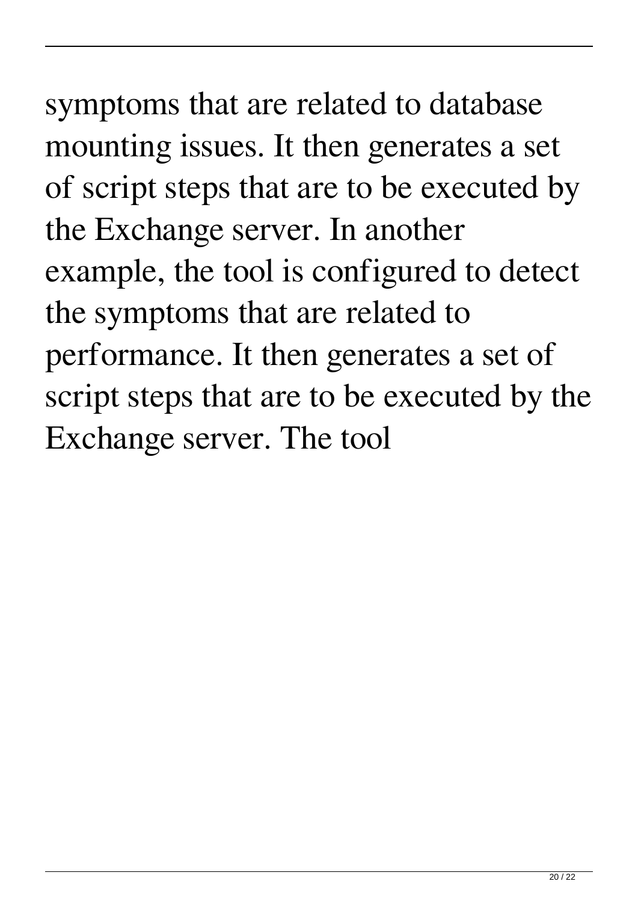symptoms that are related to database mounting issues. It then generates a set of script steps that are to be executed by the Exchange server. In another example, the tool is configured to detect the symptoms that are related to performance. It then generates a set of script steps that are to be executed by the Exchange server. The tool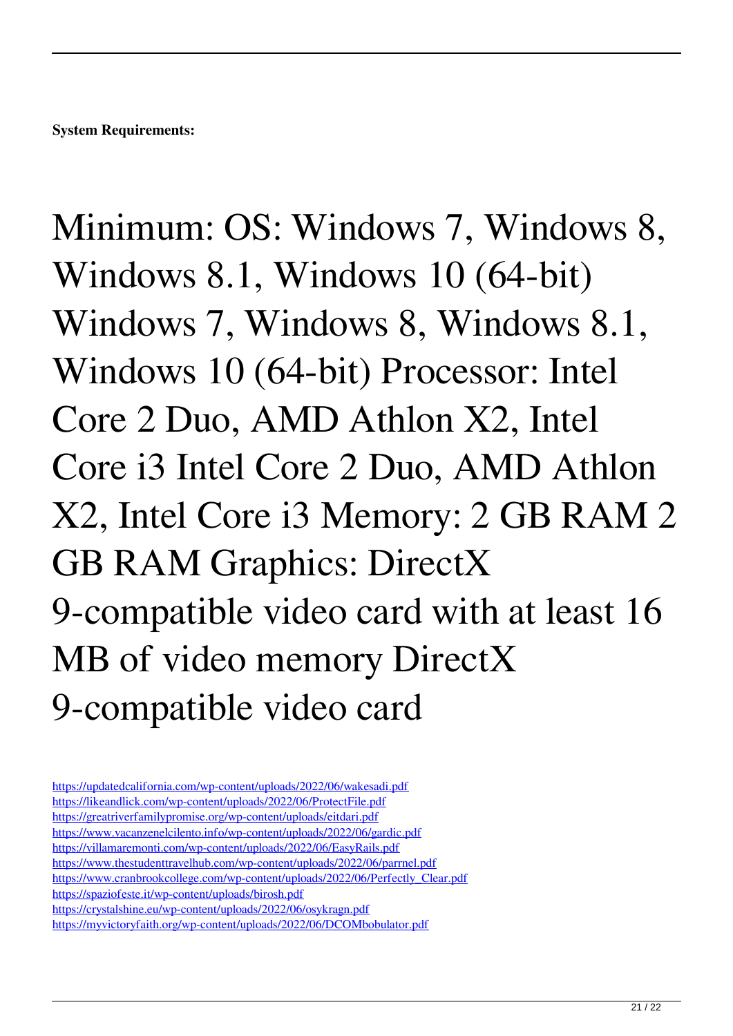**System Requirements:**

Minimum: OS: Windows 7, Windows 8, Windows 8.1, Windows 10 (64-bit) Windows 7, Windows 8, Windows 8.1, Windows 10 (64-bit) Processor: Intel Core 2 Duo, AMD Athlon X2, Intel Core i3 Intel Core 2 Duo, AMD Athlon X2, Intel Core i3 Memory: 2 GB RAM 2 GB RAM Graphics: DirectX 9-compatible video card with at least 16 MB of video memory DirectX 9-compatible video card

https://updatedcalifornia.com/wp-content/uploads/2022/06/wakesadi.pdf
https://likeandlick.com/wp-content/uploads/2022/06/ProtectFile.pdf
https://greatriverfamilypromise.org/wp-content/uploads/eitdari.pdf
https://www.vacanzenelcilento.info/wp-content/uploads/2022/06/gardic.pdf
https://villamaremonti.com/wp-content/uploads/2022/06/EasyRails.pdf
https://www.thestudenttravelhub.com/wp-content/uploads/2022/06/parrnel.pdf
https://www.cranbrookcollege.com/wp-content/uploads/2022/06/Perfectly_Clear.pdf
https://spaziofeste.it/wp-content/uploads/birosh.pdf
https://crystalshine.eu/wp-content/uploads/2022/06/osykragn.pdf
https://myvictoryfaith.org/wp-content/uploads/2022/06/DCOMbobulator.pdf